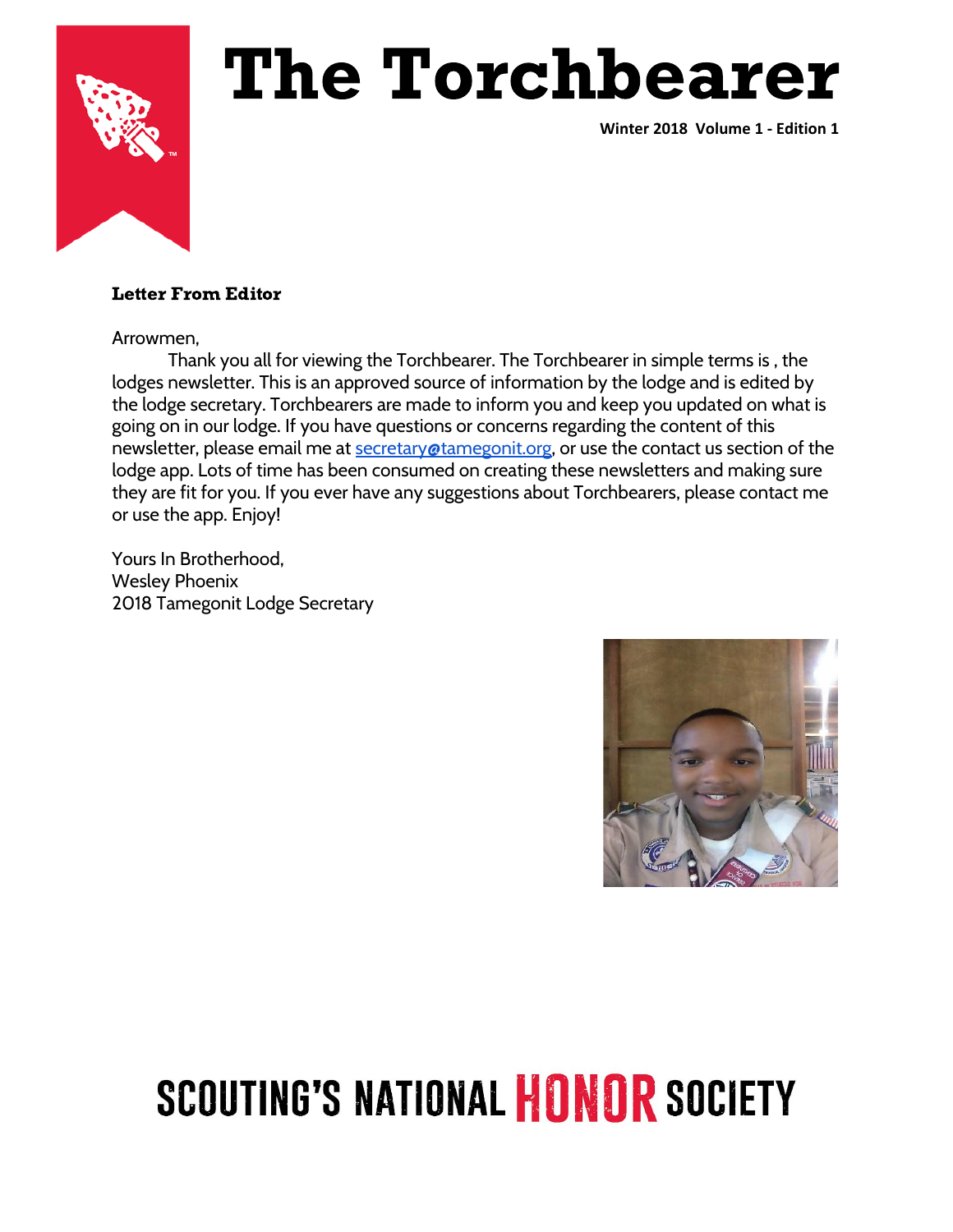# The Torchbearer

**Winter 2018 Volume 1 - Edition 1**

### Letter From Editor

Arrowmen,

Thank you all for viewing the Torchbearer. The Torchbearer in simple terms is , the lodges newsletter. This is an approved source of information by the lodge and is edited by the lodge secretary. Torchbearers are made to inform you and keep you updated on what is going on in our lodge. If you have questions or concerns regarding the content of this newsletter, please email me at secretary@tamegonit.org, or use the contact us section of the lodge app. Lots of time has been consumed on creating these newsletters and making sure they are fit for you. If you ever have any suggestions about Torchbearers, please contact me or use the app. Enjoy!

Yours In Brotherhood,
Wesley Phoenix
2018 Tamegonit Lodge Secretary

SCOUTING'S NATIONAL HONOR SOCIETY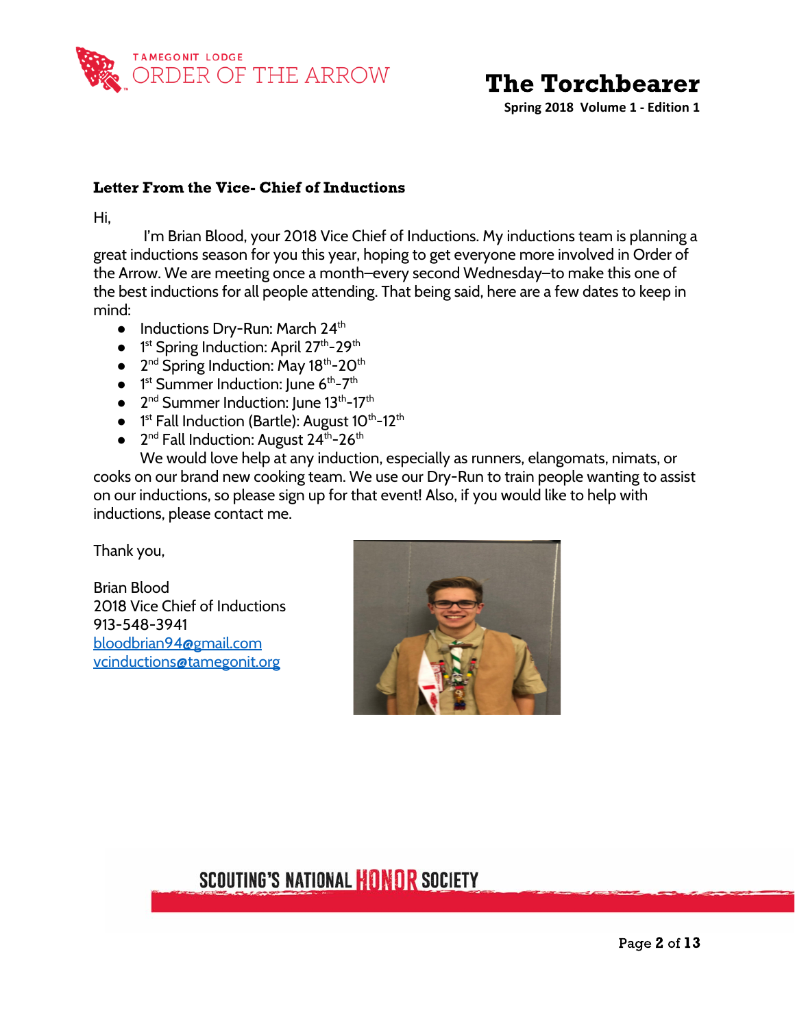### Letter From the Vice- Chief of Inductions

Hi,

I'm Brian Blood, your 2018 Vice Chief of Inductions. My inductions team is planning a great inductions season for you this year, hoping to get everyone more involved in Order of the Arrow. We are meeting once a month–every second Wednesday–to make this one of the best inductions for all people attending. That being said, here are a few dates to keep in mind:

- Inductions Dry-Run: March 24th
- 1st Spring Induction: April 27th-29th
- 2nd Spring Induction: May 18th-20th
- 1st Summer Induction: June 6th-7th
- 2nd Summer Induction: June 13th-17th
- 1st Fall Induction (Bartle): August 10th-12th
- 2nd Fall Induction: August 24th-26th

We would love help at any induction, especially as runners, elangomats, nimats, or cooks on our brand new cooking team. We use our Dry-Run to train people wanting to assist on our inductions, so please sign up for that event! Also, if you would like to help with inductions, please contact me.

Thank you,

Brian Blood
2018 Vice Chief of Inductions
913-548-3941
bloodbrian94@gmail.com
vcinductions@tamegonit.org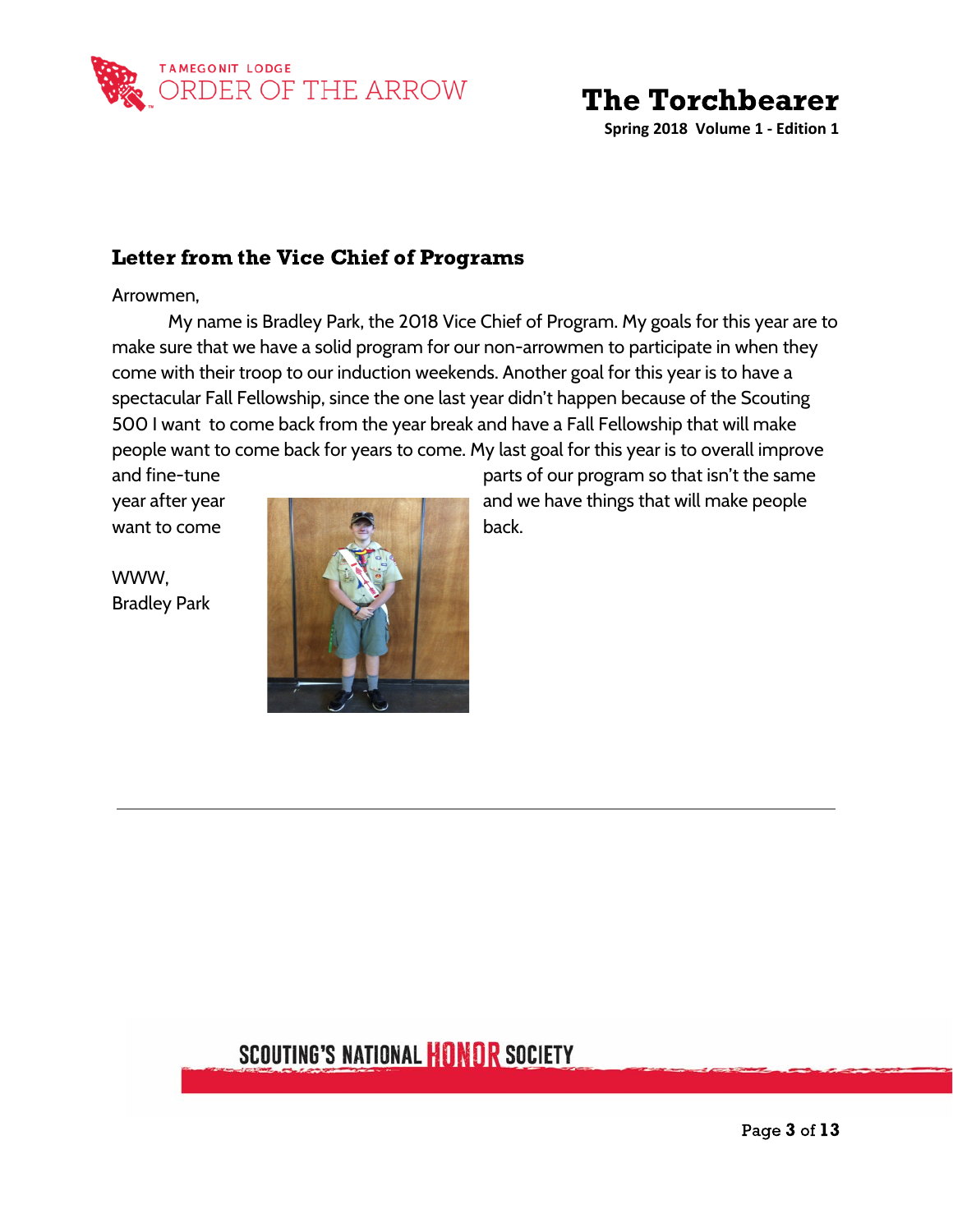## Letter from the Vice Chief of Programs

Arrowmen,

My name is Bradley Park, the 2018 Vice Chief of Program. My goals for this year are to make sure that we have a solid program for our non-arrowmen to participate in when they come with their troop to our induction weekends. Another goal for this year is to have a spectacular Fall Fellowship, since the one last year didn't happen because of the Scouting 500 I want to come back from the year break and have a Fall Fellowship that will make people want to come back for years to come. My last goal for this year is to overall improve and fine-tune parts of our program so that isn't the same year after year and we have things that will make people want to come back.

WWW,
Bradley Park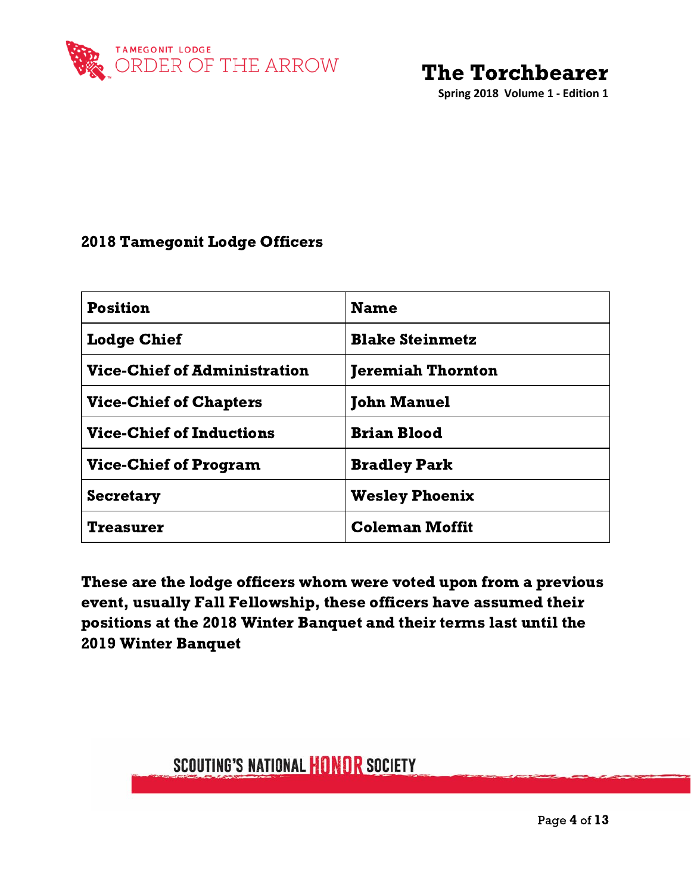## 2018 Tamegonit Lodge Officers

| Position | Name |
|---|---|
| Lodge Chief | Blake Steinmetz |
| Vice-Chief of Administration | Jeremiah Thornton |
| Vice-Chief of Chapters | John Manuel |
| Vice-Chief of Inductions | Brian Blood |
| Vice-Chief of Program | Bradley Park |
| Secretary | Wesley Phoenix |
| Treasurer | Coleman Moffit |

**These are the lodge officers whom were voted upon from a previous event, usually Fall Fellowship, these officers have assumed their positions at the 2018 Winter Banquet and their terms last until the 2019 Winter Banquet**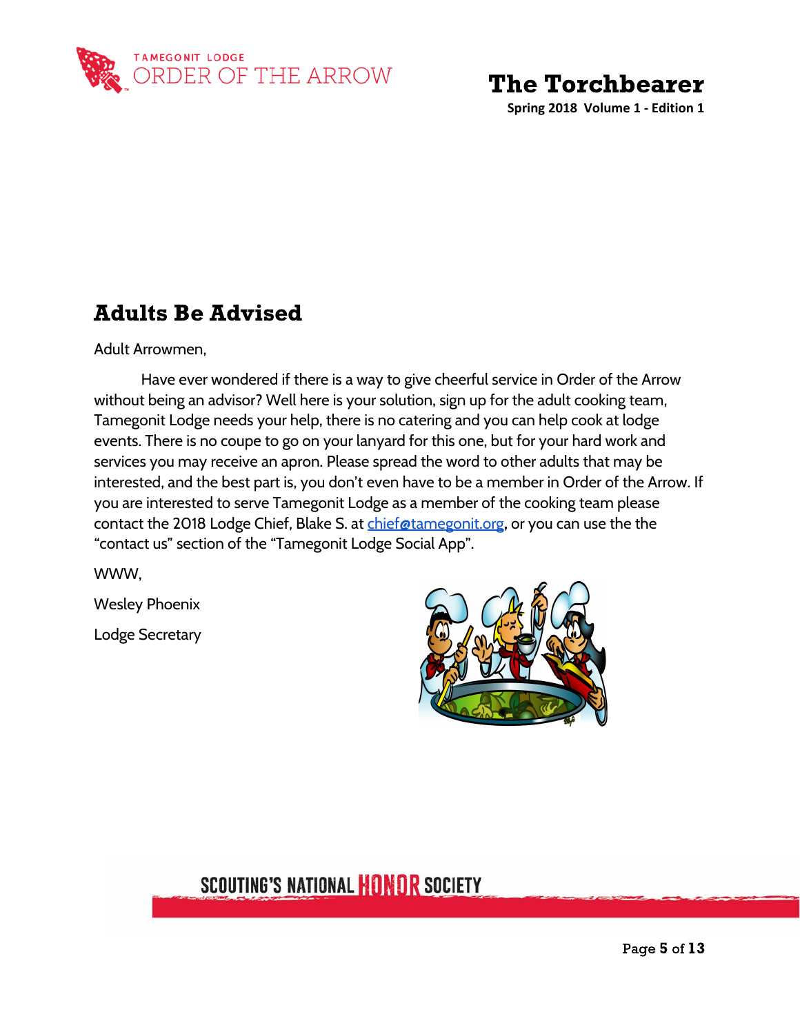## Adults Be Advised

Adult Arrowmen,

Have ever wondered if there is a way to give cheerful service in Order of the Arrow without being an advisor? Well here is your solution, sign up for the adult cooking team, Tamegonit Lodge needs your help, there is no catering and you can help cook at lodge events. There is no coupe to go on your lanyard for this one, but for your hard work and services you may receive an apron. Please spread the word to other adults that may be interested, and the best part is, you don't even have to be a member in Order of the Arrow. If you are interested to serve Tamegonit Lodge as a member of the cooking team please contact the 2018 Lodge Chief, Blake S. at chief@tamegonit.org, or you can use the the "contact us" section of the "Tamegonit Lodge Social App".

WWW,

Wesley Phoenix

Lodge Secretary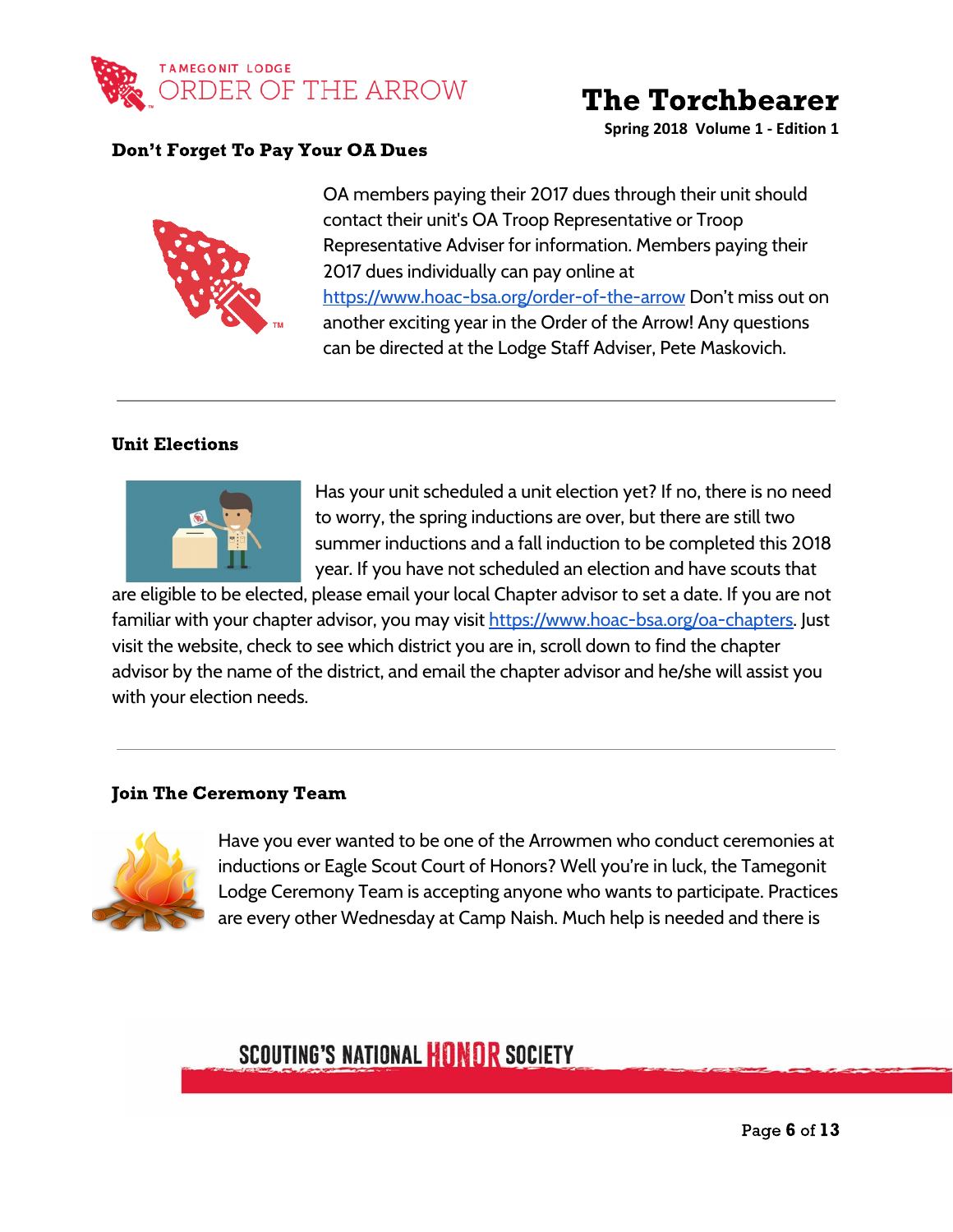## Don't Forget To Pay Your OA Dues

OA members paying their 2017 dues through their unit should contact their unit's OA Troop Representative or Troop Representative Adviser for information. Members paying their 2017 dues individually can pay online at https://www.hoac-bsa.org/order-of-the-arrow Don't miss out on another exciting year in the Order of the Arrow! Any questions can be directed at the Lodge Staff Adviser, Pete Maskovich.

---

## Unit Elections

Has your unit scheduled a unit election yet? If no, there is no need to worry, the spring inductions are over, but there are still two summer inductions and a fall induction to be completed this 2018 year. If you have not scheduled an election and have scouts that are eligible to be elected, please email your local Chapter advisor to set a date. If you are not familiar with your chapter advisor, you may visit https://www.hoac-bsa.org/oa-chapters. Just visit the website, check to see which district you are in, scroll down to find the chapter advisor by the name of the district, and email the chapter advisor and he/she will assist you with your election needs.

---

## Join The Ceremony Team

Have you ever wanted to be one of the Arrowmen who conduct ceremonies at inductions or Eagle Scout Court of Honors? Well you're in luck, the Tamegonit Lodge Ceremony Team is accepting anyone who wants to participate. Practices are every other Wednesday at Camp Naish. Much help is needed and there is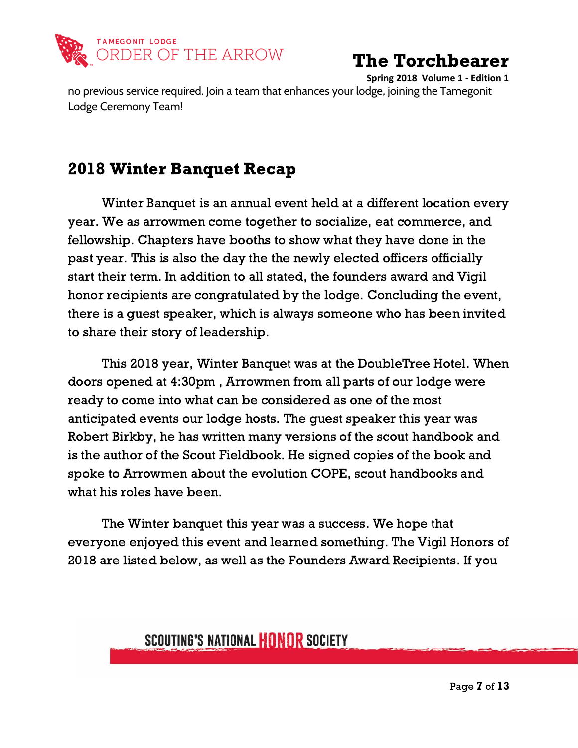no previous service required. Join a team that enhances your lodge, joining the Tamegonit Lodge Ceremony Team!

## 2018 Winter Banquet Recap

Winter Banquet is an annual event held at a different location every year. We as arrowmen come together to socialize, eat commerce, and fellowship. Chapters have booths to show what they have done in the past year. This is also the day the the newly elected officers officially start their term. In addition to all stated, the founders award and Vigil honor recipients are congratulated by the lodge. Concluding the event, there is a guest speaker, which is always someone who has been invited to share their story of leadership.

This 2018 year, Winter Banquet was at the DoubleTree Hotel. When doors opened at 4:30pm , Arrowmen from all parts of our lodge were ready to come into what can be considered as one of the most anticipated events our lodge hosts. The guest speaker this year was Robert Birkby, he has written many versions of the scout handbook and is the author of the Scout Fieldbook. He signed copies of the book and spoke to Arrowmen about the evolution COPE, scout handbooks and what his roles have been.

The Winter banquet this year was a success. We hope that everyone enjoyed this event and learned something. The Vigil Honors of 2018 are listed below, as well as the Founders Award Recipients. If you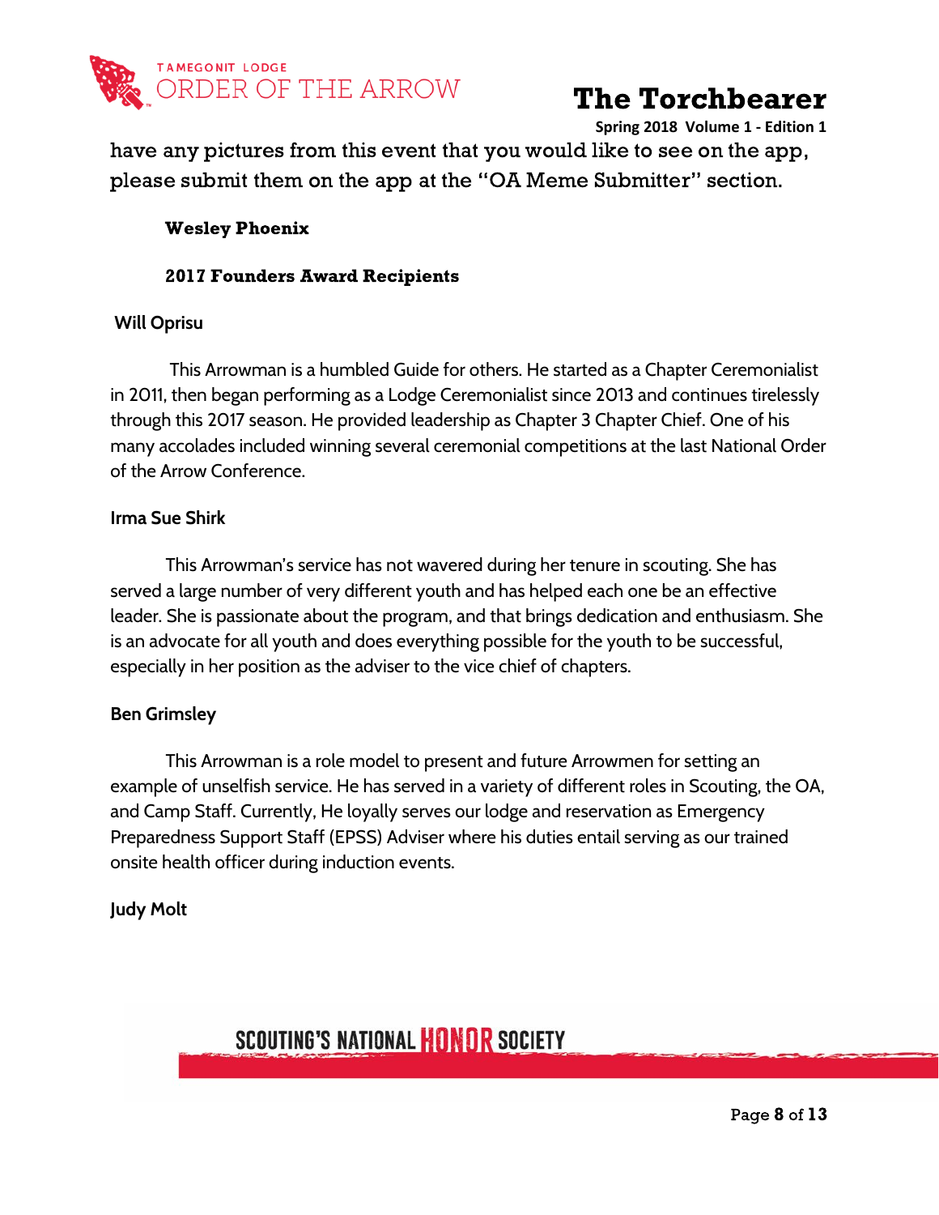have any pictures from this event that you would like to see on the app, please submit them on the app at the "OA Meme Submitter" section.

**Wesley Phoenix**

**2017 Founders Award Recipients**

**Will Oprisu**

This Arrowman is a humbled Guide for others. He started as a Chapter Ceremonialist in 2011, then began performing as a Lodge Ceremonialist since 2013 and continues tirelessly through this 2017 season. He provided leadership as Chapter 3 Chapter Chief. One of his many accolades included winning several ceremonial competitions at the last National Order of the Arrow Conference.

**Irma Sue Shirk**

This Arrowman's service has not wavered during her tenure in scouting. She has served a large number of very different youth and has helped each one be an effective leader. She is passionate about the program, and that brings dedication and enthusiasm. She is an advocate for all youth and does everything possible for the youth to be successful, especially in her position as the adviser to the vice chief of chapters.

**Ben Grimsley**

This Arrowman is a role model to present and future Arrowmen for setting an example of unselfish service. He has served in a variety of different roles in Scouting, the OA, and Camp Staff. Currently, He loyally serves our lodge and reservation as Emergency Preparedness Support Staff (EPSS) Adviser where his duties entail serving as our trained onsite health officer during induction events.

**Judy Molt**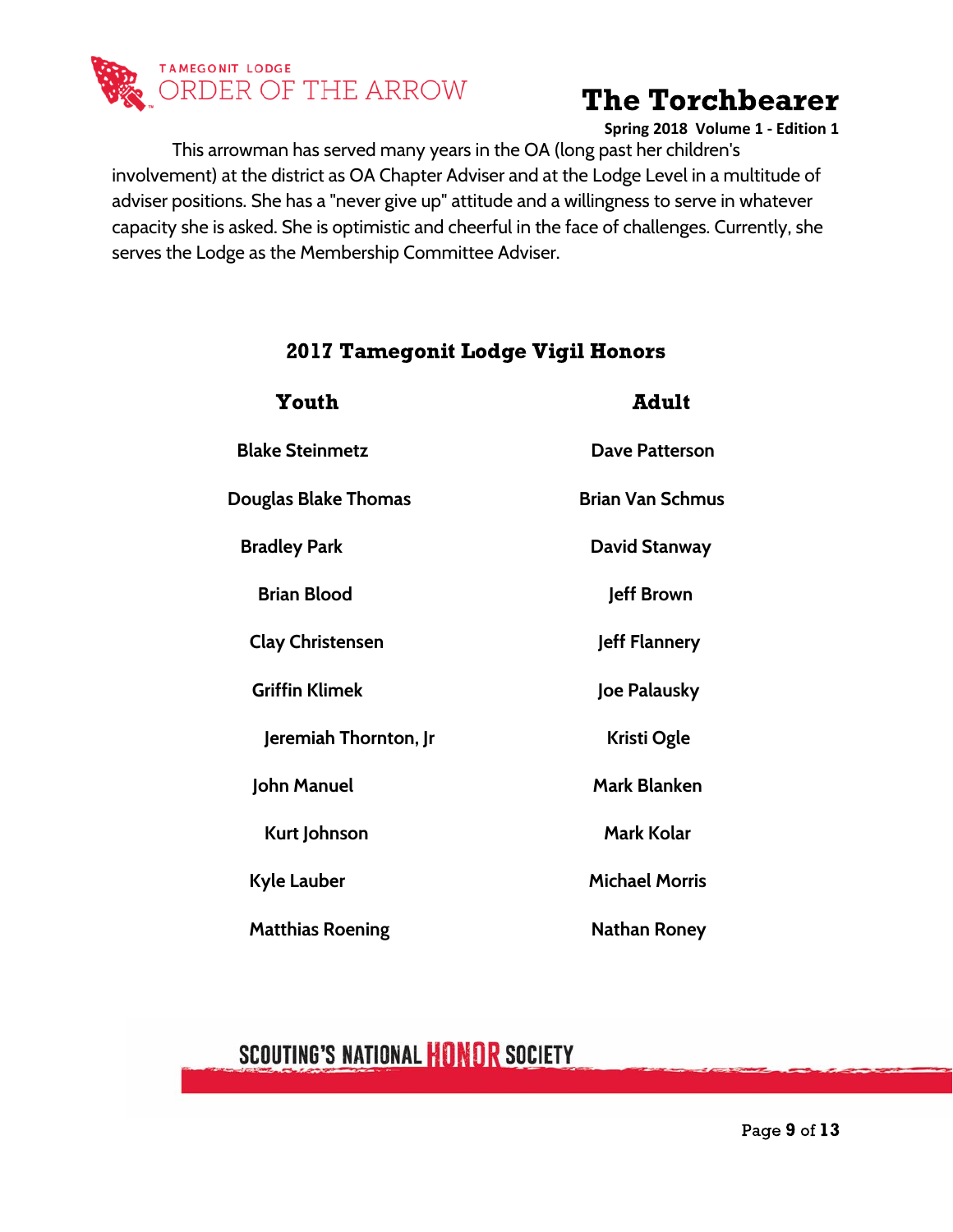This arrowman has served many years in the OA (long past her children's involvement) at the district as OA Chapter Adviser and at the Lodge Level in a multitude of adviser positions. She has a "never give up" attitude and a willingness to serve in whatever capacity she is asked. She is optimistic and cheerful in the face of challenges. Currently, she serves the Lodge as the Membership Committee Adviser.

## 2017 Tamegonit Lodge Vigil Honors

| Youth | Adult |
|---|---|
| Blake Steinmetz | Dave Patterson |
| Douglas Blake Thomas | Brian Van Schmus |
| Bradley Park | David Stanway |
| Brian Blood | Jeff Brown |
| Clay Christensen | Jeff Flannery |
| Griffin Klimek | Joe Palausky |
| Jeremiah Thornton, Jr | Kristi Ogle |
| John Manuel | Mark Blanken |
| Kurt Johnson | Mark Kolar |
| Kyle Lauber | Michael Morris |
| Matthias Roening | Nathan Roney |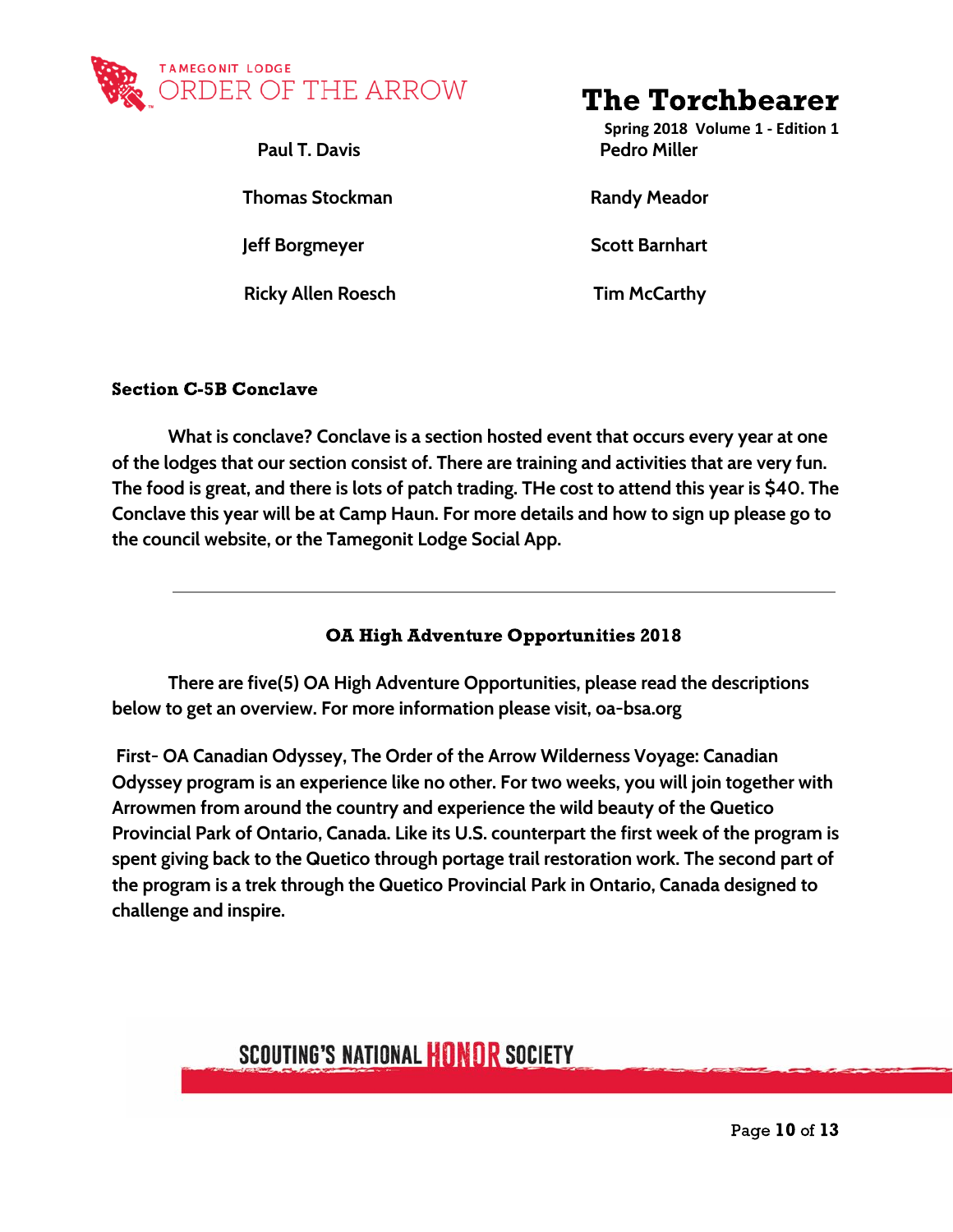Paul T. Davis

Pedro Miller

Thomas Stockman

Randy Meador

Jeff Borgmeyer

Scott Barnhart

Ricky Allen Roesch

Tim McCarthy

### Section C-5B Conclave

What is conclave? Conclave is a section hosted event that occurs every year at one of the lodges that our section consist of. There are training and activities that are very fun. The food is great, and there is lots of patch trading. THe cost to attend this year is $40. The Conclave this year will be at Camp Haun. For more details and how to sign up please go to the council website, or the Tamegonit Lodge Social App.

---

### OA High Adventure Opportunities 2018

There are five(5) OA High Adventure Opportunities, please read the descriptions below to get an overview. For more information please visit, oa-bsa.org

First- OA Canadian Odyssey, The Order of the Arrow Wilderness Voyage: Canadian Odyssey program is an experience like no other. For two weeks, you will join together with Arrowmen from around the country and experience the wild beauty of the Quetico Provincial Park of Ontario, Canada. Like its U.S. counterpart the first week of the program is spent giving back to the Quetico through portage trail restoration work. The second part of the program is a trek through the Quetico Provincial Park in Ontario, Canada designed to challenge and inspire.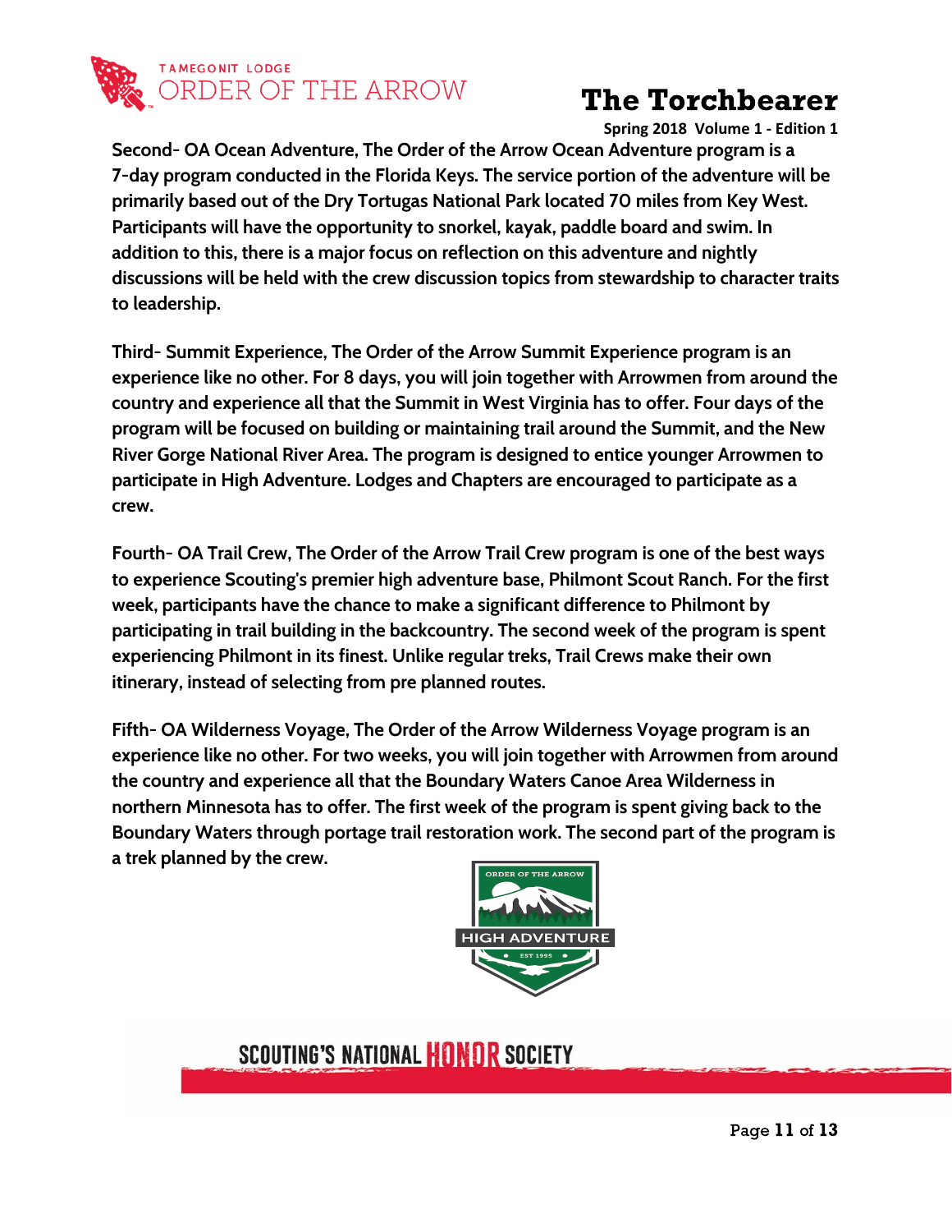**Second- OA Ocean Adventure, The Order of the Arrow Ocean Adventure program is a 7-day program conducted in the Florida Keys. The service portion of the adventure will be primarily based out of the Dry Tortugas National Park located 70 miles from Key West. Participants will have the opportunity to snorkel, kayak, paddle board and swim. In addition to this, there is a major focus on reflection on this adventure and nightly discussions will be held with the crew discussion topics from stewardship to character traits to leadership.**

**Third- Summit Experience, The Order of the Arrow Summit Experience program is an experience like no other. For 8 days, you will join together with Arrowmen from around the country and experience all that the Summit in West Virginia has to offer. Four days of the program will be focused on building or maintaining trail around the Summit, and the New River Gorge National River Area. The program is designed to entice younger Arrowmen to participate in High Adventure. Lodges and Chapters are encouraged to participate as a crew.**

**Fourth- OA Trail Crew, The Order of the Arrow Trail Crew program is one of the best ways to experience Scouting's premier high adventure base, Philmont Scout Ranch. For the first week, participants have the chance to make a significant difference to Philmont by participating in trail building in the backcountry. The second week of the program is spent experiencing Philmont in its finest. Unlike regular treks, Trail Crews make their own itinerary, instead of selecting from pre planned routes.**

**Fifth- OA Wilderness Voyage, The Order of the Arrow Wilderness Voyage program is an experience like no other. For two weeks, you will join together with Arrowmen from around the country and experience all that the Boundary Waters Canoe Area Wilderness in northern Minnesota has to offer. The first week of the program is spent giving back to the Boundary Waters through portage trail restoration work. The second part of the program is a trek planned by the crew.**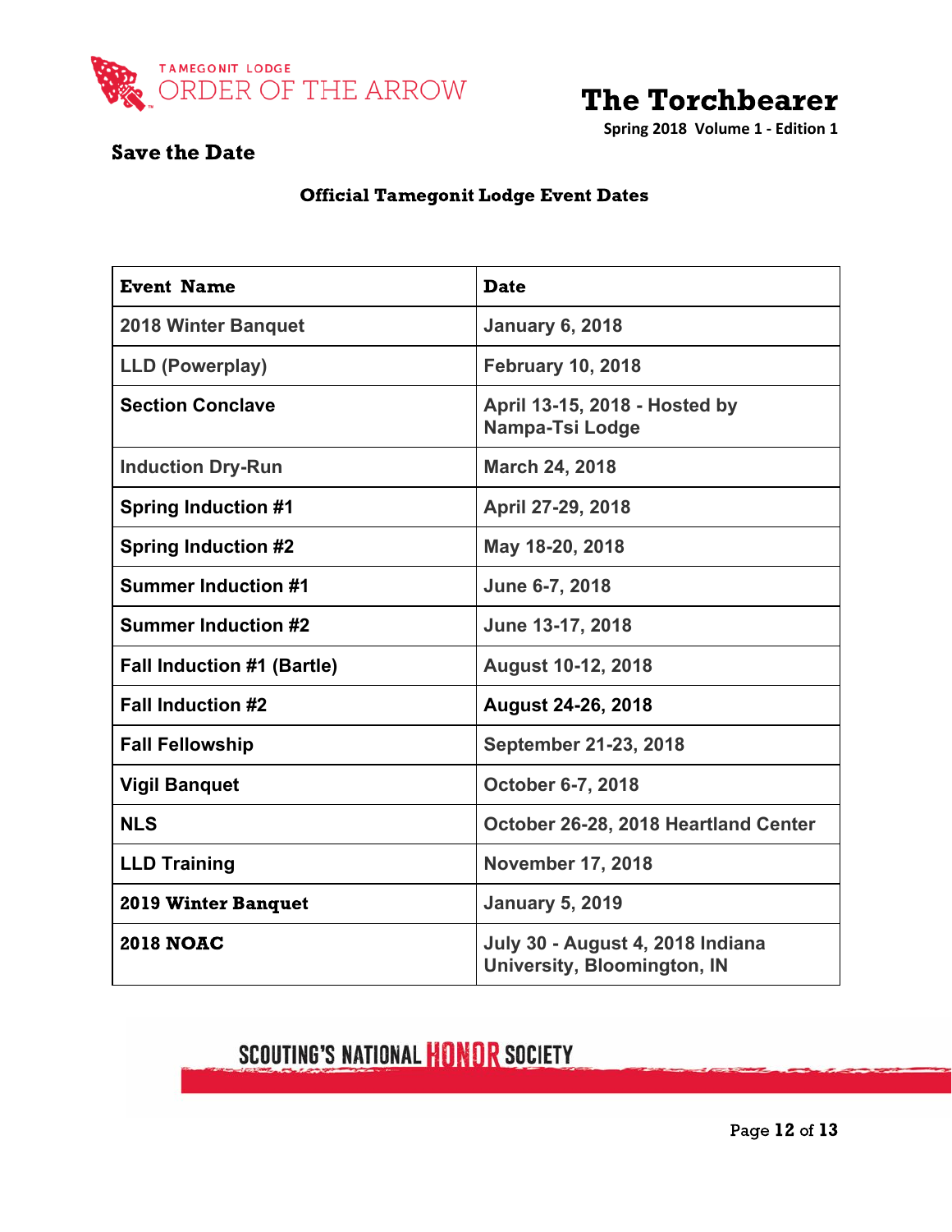Tamegonit Lodge Order of the Arrow

# The Torchbearer

Spring 2018 Volume 1 - Edition 1

## Save the Date

### Official Tamegonit Lodge Event Dates

| Event Name | Date |
|---|---|
| 2018 Winter Banquet | January 6, 2018 |
| LLD (Powerplay) | February 10, 2018 |
| Section Conclave | April 13-15, 2018 - Hosted by Nampa-Tsi Lodge |
| Induction Dry-Run | March 24, 2018 |
| Spring Induction #1 | April 27-29, 2018 |
| Spring Induction #2 | May 18-20, 2018 |
| Summer Induction #1 | June 6-7, 2018 |
| Summer Induction #2 | June 13-17, 2018 |
| Fall Induction #1 (Bartle) | August 10-12, 2018 |
| Fall Induction #2 | August 24-26, 2018 |
| Fall Fellowship | September 21-23, 2018 |
| Vigil Banquet | October 6-7, 2018 |
| NLS | October 26-28, 2018 Heartland Center |
| LLD Training | November 17, 2018 |
| 2019 Winter Banquet | January 5, 2019 |
| 2018 NOAC | July 30 - August 4, 2018 Indiana University, Bloomington, IN |

SCOUTING'S NATIONAL HONOR SOCIETY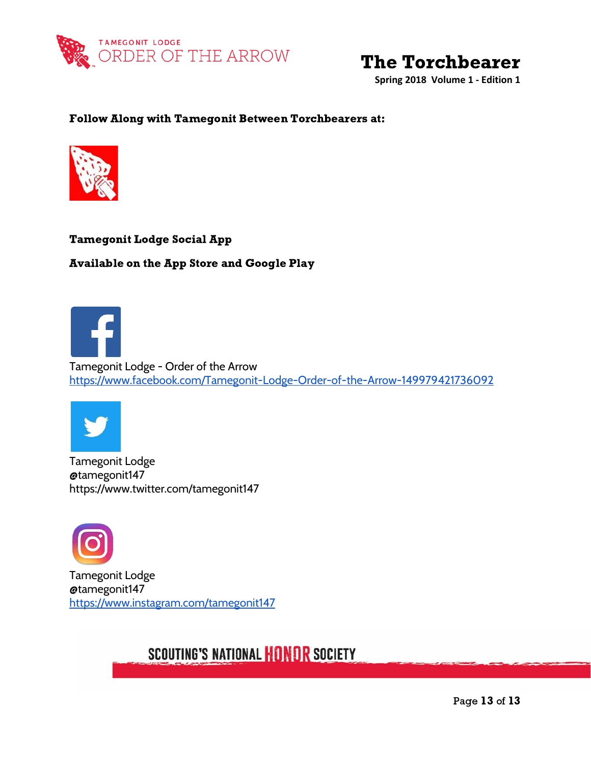**Follow Along with Tamegonit Between Torchbearers at:**

**Tamegonit Lodge Social App**

**Available on the App Store and Google Play**

Tamegonit Lodge - Order of the Arrow
https://www.facebook.com/Tamegonit-Lodge-Order-of-the-Arrow-149979421736092

Tamegonit Lodge
@tamegonit147
https://www.twitter.com/tamegonit147

Tamegonit Lodge
@tamegonit147
https://www.instagram.com/tamegonit147

SCOUTING'S NATIONAL HONOR SOCIETY